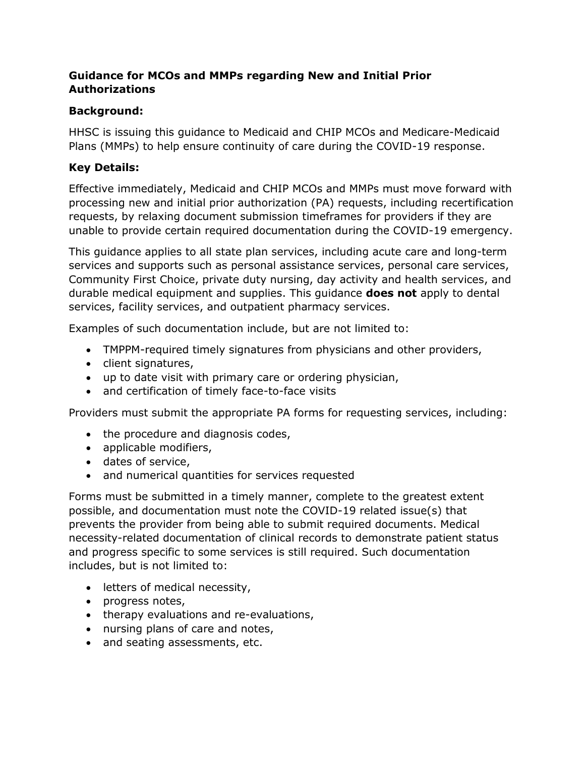**Guidance for MCOs and MMPs regarding New and Initial Prior Authorizations**

**Background:**

HHSC is issuing this guidance to Medicaid and CHIP MCOs and Medicare-Medicaid Plans (MMPs) to help ensure continuity of care during the COVID-19 response.

**Key Details:**

Effective immediately, Medicaid and CHIP MCOs and MMPs must move forward with processing new and initial prior authorization (PA) requests, including recertification requests, by relaxing document submission timeframes for providers if they are unable to provide certain required documentation during the COVID-19 emergency.

This guidance applies to all state plan services, including acute care and long-term services and supports such as personal assistance services, personal care services, Community First Choice, private duty nursing, day activity and health services, and durable medical equipment and supplies. This guidance **does not** apply to dental services, facility services, and outpatient pharmacy services.

Examples of such documentation include, but are not limited to:

- TMPPM-required timely signatures from physicians and other providers,
- client signatures,
- up to date visit with primary care or ordering physician,
- and certification of timely face-to-face visits

Providers must submit the appropriate PA forms for requesting services, including:

- the procedure and diagnosis codes,
- applicable modifiers,
- dates of service,
- and numerical quantities for services requested

Forms must be submitted in a timely manner, complete to the greatest extent possible, and documentation must note the COVID-19 related issue(s) that prevents the provider from being able to submit required documents. Medical necessity-related documentation of clinical records to demonstrate patient status and progress specific to some services is still required. Such documentation includes, but is not limited to:

- letters of medical necessity,
- progress notes,
- therapy evaluations and re-evaluations,
- nursing plans of care and notes,
- and seating assessments, etc.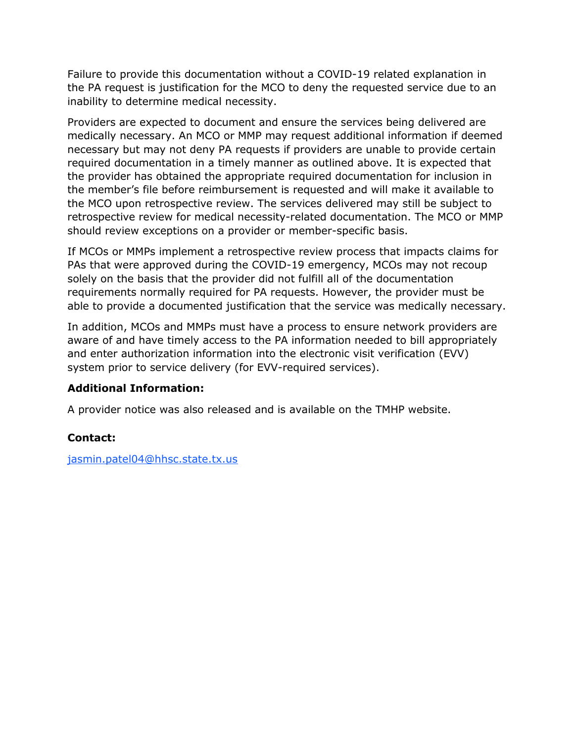Failure to provide this documentation without a COVID-19 related explanation in the PA request is justification for the MCO to deny the requested service due to an inability to determine medical necessity.

Providers are expected to document and ensure the services being delivered are medically necessary. An MCO or MMP may request additional information if deemed necessary but may not deny PA requests if providers are unable to provide certain required documentation in a timely manner as outlined above. It is expected that the provider has obtained the appropriate required documentation for inclusion in the member's file before reimbursement is requested and will make it available to the MCO upon retrospective review. The services delivered may still be subject to retrospective review for medical necessity-related documentation. The MCO or MMP should review exceptions on a provider or member-specific basis.

If MCOs or MMPs implement a retrospective review process that impacts claims for PAs that were approved during the COVID-19 emergency, MCOs may not recoup solely on the basis that the provider did not fulfill all of the documentation requirements normally required for PA requests. However, the provider must be able to provide a documented justification that the service was medically necessary.

In addition, MCOs and MMPs must have a process to ensure network providers are aware of and have timely access to the PA information needed to bill appropriately and enter authorization information into the electronic visit verification (EVV) system prior to service delivery (for EVV-required services).

**Additional Information:**

A provider notice was also released and is available on the TMHP website.

**Contact:**

jasmin.patel04@hhsc.state.tx.us